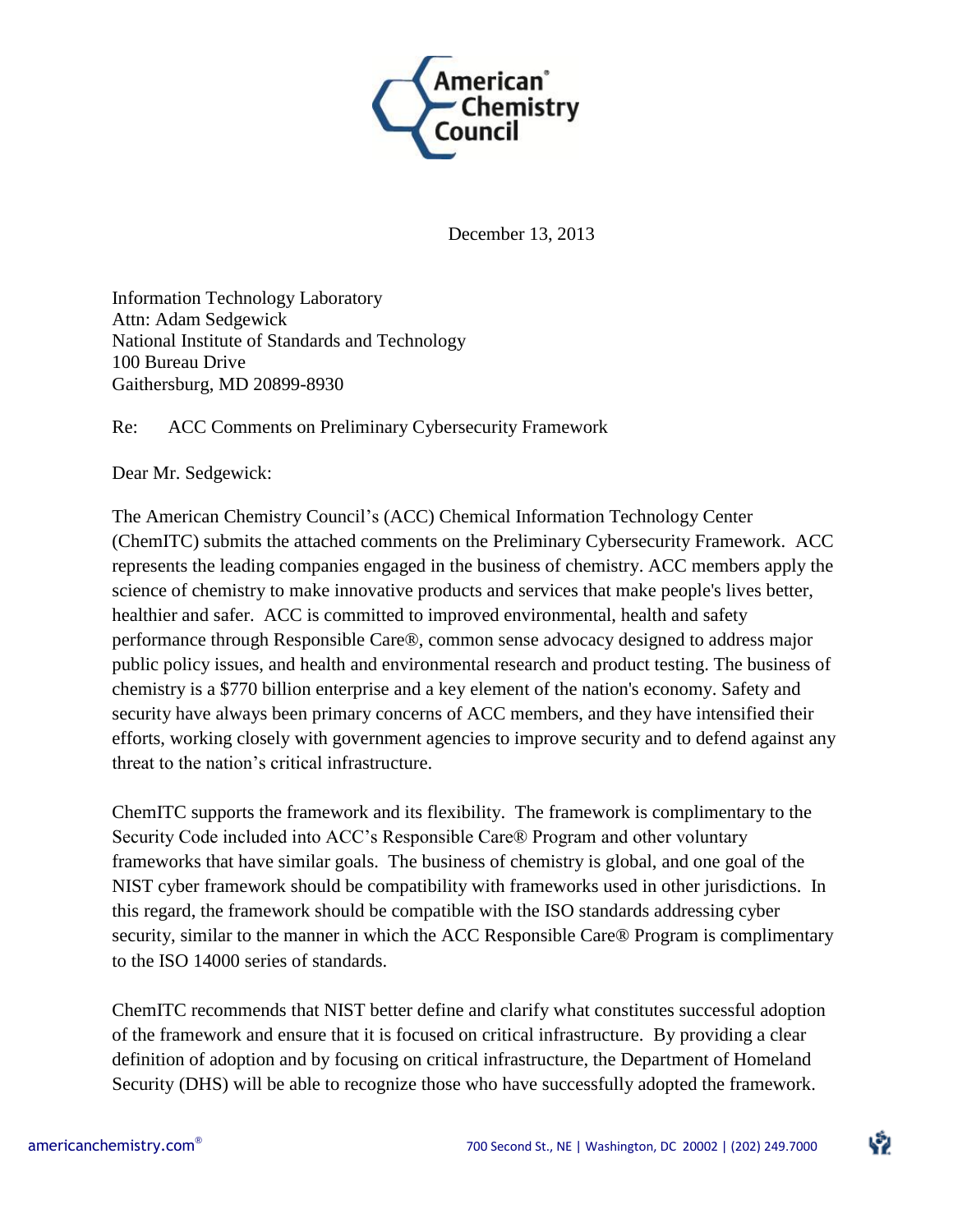American Chemistry Council

December 13, 2013

Information Technology Laboratory
Attn: Adam Sedgewick
National Institute of Standards and Technology
100 Bureau Drive
Gaithersburg, MD 20899-8930

Re: ACC Comments on Preliminary Cybersecurity Framework

Dear Mr. Sedgewick:

The American Chemistry Council's (ACC) Chemical Information Technology Center (ChemITC) submits the attached comments on the Preliminary Cybersecurity Framework. ACC represents the leading companies engaged in the business of chemistry. ACC members apply the science of chemistry to make innovative products and services that make people's lives better, healthier and safer. ACC is committed to improved environmental, health and safety performance through Responsible Care®, common sense advocacy designed to address major public policy issues, and health and environmental research and product testing. The business of chemistry is a $770 billion enterprise and a key element of the nation's economy. Safety and security have always been primary concerns of ACC members, and they have intensified their efforts, working closely with government agencies to improve security and to defend against any threat to the nation's critical infrastructure.

ChemITC supports the framework and its flexibility. The framework is complimentary to the Security Code included into ACC's Responsible Care® Program and other voluntary frameworks that have similar goals. The business of chemistry is global, and one goal of the NIST cyber framework should be compatibility with frameworks used in other jurisdictions. In this regard, the framework should be compatible with the ISO standards addressing cyber security, similar to the manner in which the ACC Responsible Care® Program is complimentary to the ISO 14000 series of standards.

ChemITC recommends that NIST better define and clarify what constitutes successful adoption of the framework and ensure that it is focused on critical infrastructure. By providing a clear definition of adoption and by focusing on critical infrastructure, the Department of Homeland Security (DHS) will be able to recognize those who have successfully adopted the framework.

americanchemistry.com® 700 Second St., NE | Washington, DC 20002 | (202) 249.7000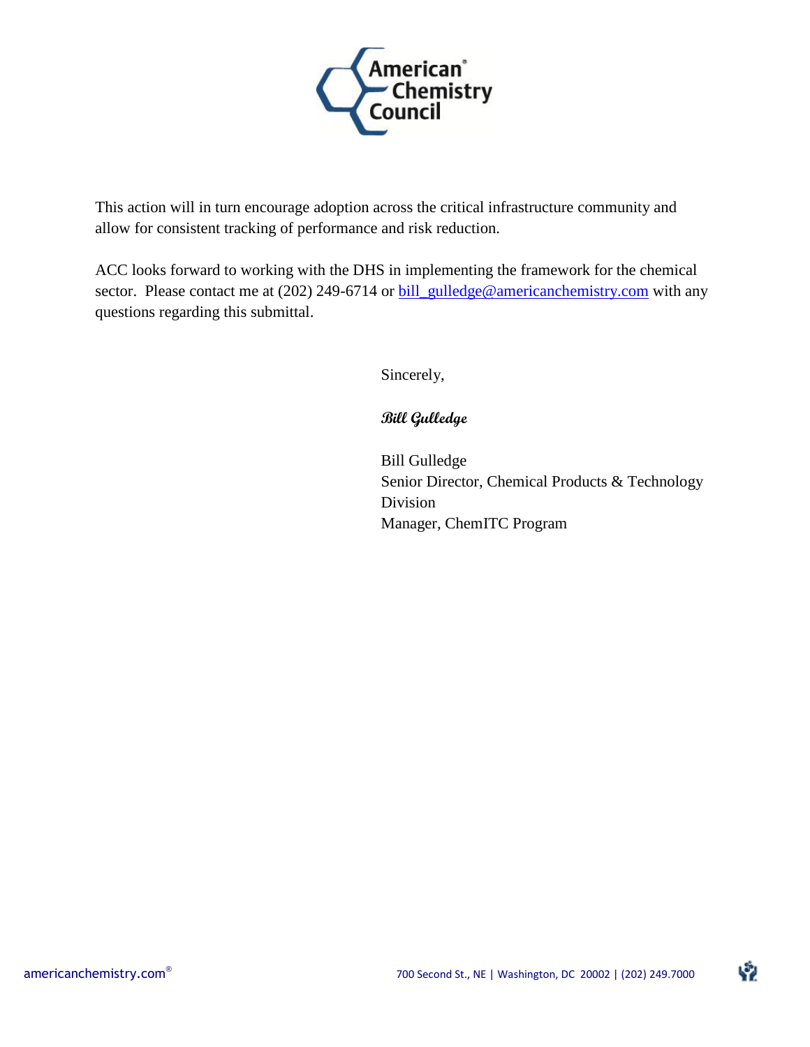This action will in turn encourage adoption across the critical infrastructure community and allow for consistent tracking of performance and risk reduction.

ACC looks forward to working with the DHS in implementing the framework for the chemical sector. Please contact me at (202) 249-6714 or bill_gulledge@americanchemistry.com with any questions regarding this submittal.

Sincerely,

*Bill Gulledge*

Bill Gulledge
Senior Director, Chemical Products & Technology Division
Manager, ChemITC Program